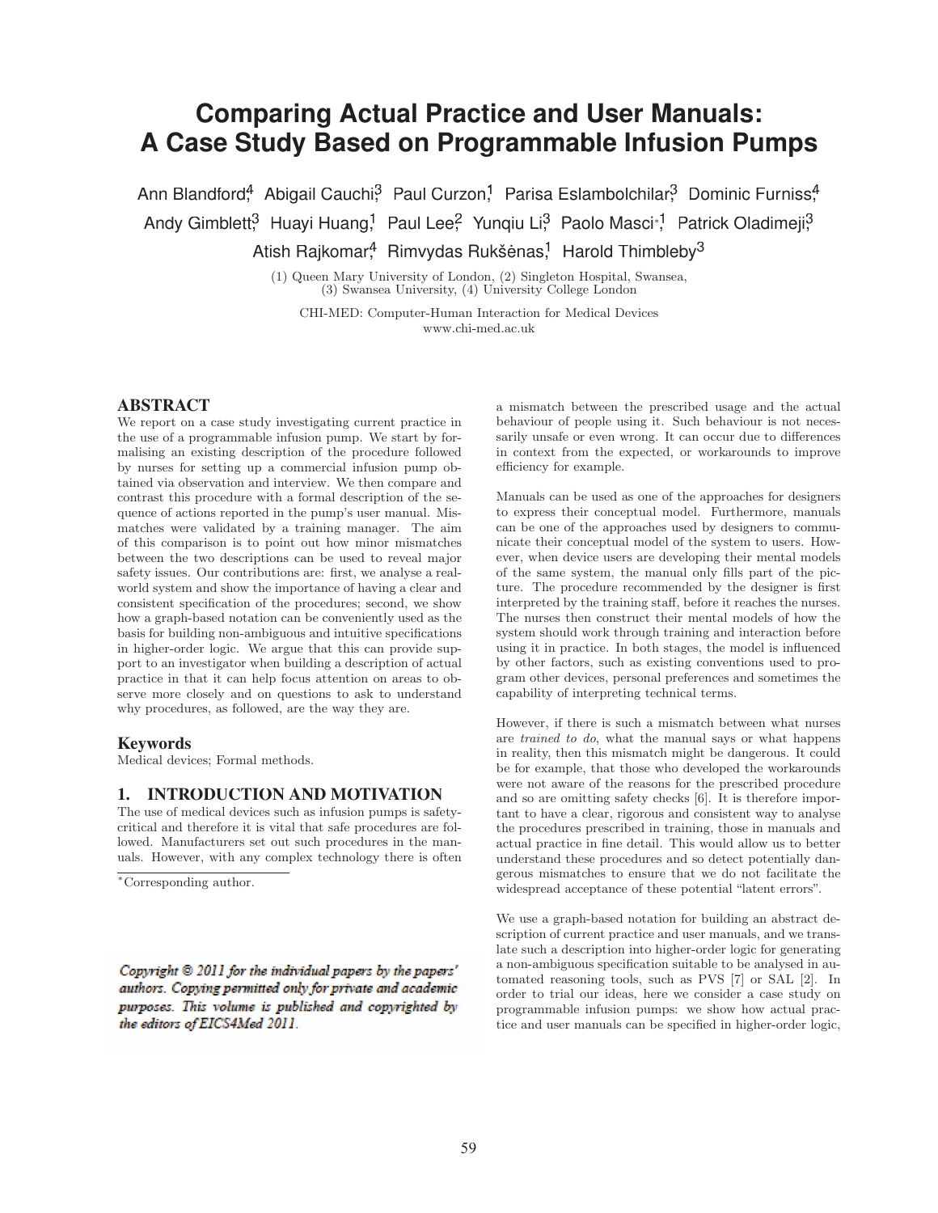# Comparing Actual Practice and User Manuals: A Case Study Based on Programmable Infusion Pumps

Ann Blandford[4], Abigail Cauchi[3], Paul Curzon[1], Parisa Eslambolchilar[3], Dominic Furniss[4], Andy Gimblett[3], Huayi Huang[1], Paul Lee[2], Yunqiu Li[3], Paolo Masci[*,1], Patrick Oladimeji[3], Atish Rajkomar[4], Rimvydas Rukšėnas[1], Harold Thimbleby[3]

(1) Queen Mary University of London, (2) Singleton Hospital, Swansea, (3) Swansea University, (4) University College London

CHI-MED: Computer-Human Interaction for Medical Devices
www.chi-med.ac.uk

## ABSTRACT

We report on a case study investigating current practice in the use of a programmable infusion pump. We start by formalising an existing description of the procedure followed by nurses for setting up a commercial infusion pump obtained via observation and interview. We then compare and contrast this procedure with a formal description of the sequence of actions reported in the pump's user manual. Mismatches were validated by a training manager. The aim of this comparison is to point out how minor mismatches between the two descriptions can be used to reveal major safety issues. Our contributions are: first, we analyse a real-world system and show the importance of having a clear and consistent specification of the procedures; second, we show how a graph-based notation can be conveniently used as the basis for building non-ambiguous and intuitive specifications in higher-order logic. We argue that this can provide support to an investigator when building a description of actual practice in that it can help focus attention on areas to observe more closely and on questions to ask to understand why procedures, as followed, are the way they are.

### Keywords

Medical devices; Formal methods.

## 1. INTRODUCTION AND MOTIVATION

The use of medical devices such as infusion pumps is safety-critical and therefore it is vital that safe procedures are followed. Manufacturers set out such procedures in the manuals. However, with any complex technology there is often a mismatch between the prescribed usage and the actual behaviour of people using it. Such behaviour is not necessarily unsafe or even wrong. It can occur due to differences in context from the expected, or workarounds to improve efficiency for example.

Manuals can be used as one of the approaches for designers to express their conceptual model. Furthermore, manuals can be one of the approaches used by designers to communicate their conceptual model of the system to users. However, when device users are developing their mental models of the same system, the manual only fills part of the picture. The procedure recommended by the designer is first interpreted by the training staff, before it reaches the nurses. The nurses then construct their mental models of how the system should work through training and interaction before using it in practice. In both stages, the model is influenced by other factors, such as existing conventions used to program other devices, personal preferences and sometimes the capability of interpreting technical terms.

However, if there is such a mismatch between what nurses are *trained to do*, what the manual says or what happens in reality, then this mismatch might be dangerous. It could be for example, that those who developed the workarounds were not aware of the reasons for the prescribed procedure and so are omitting safety checks [6]. It is therefore important to have a clear, rigorous and consistent way to analyse the procedures prescribed in training, those in manuals and actual practice in fine detail. This would allow us to better understand these procedures and so detect potentially dangerous mismatches to ensure that we do not facilitate the widespread acceptance of these potential "latent errors".

We use a graph-based notation for building an abstract description of current practice and user manuals, and we translate such a description into higher-order logic for generating a non-ambiguous specification suitable to be analysed in automated reasoning tools, such as PVS [7] or SAL [2]. In order to trial our ideas, here we consider a case study on programmable infusion pumps: we show how actual practice and user manuals can be specified in higher-order logic,

*Corresponding author.

*Copyright © 2011 for the individual papers by the papers' authors. Copying permitted only for private and academic purposes. This volume is published and copyrighted by the editors of EICS4Med 2011.*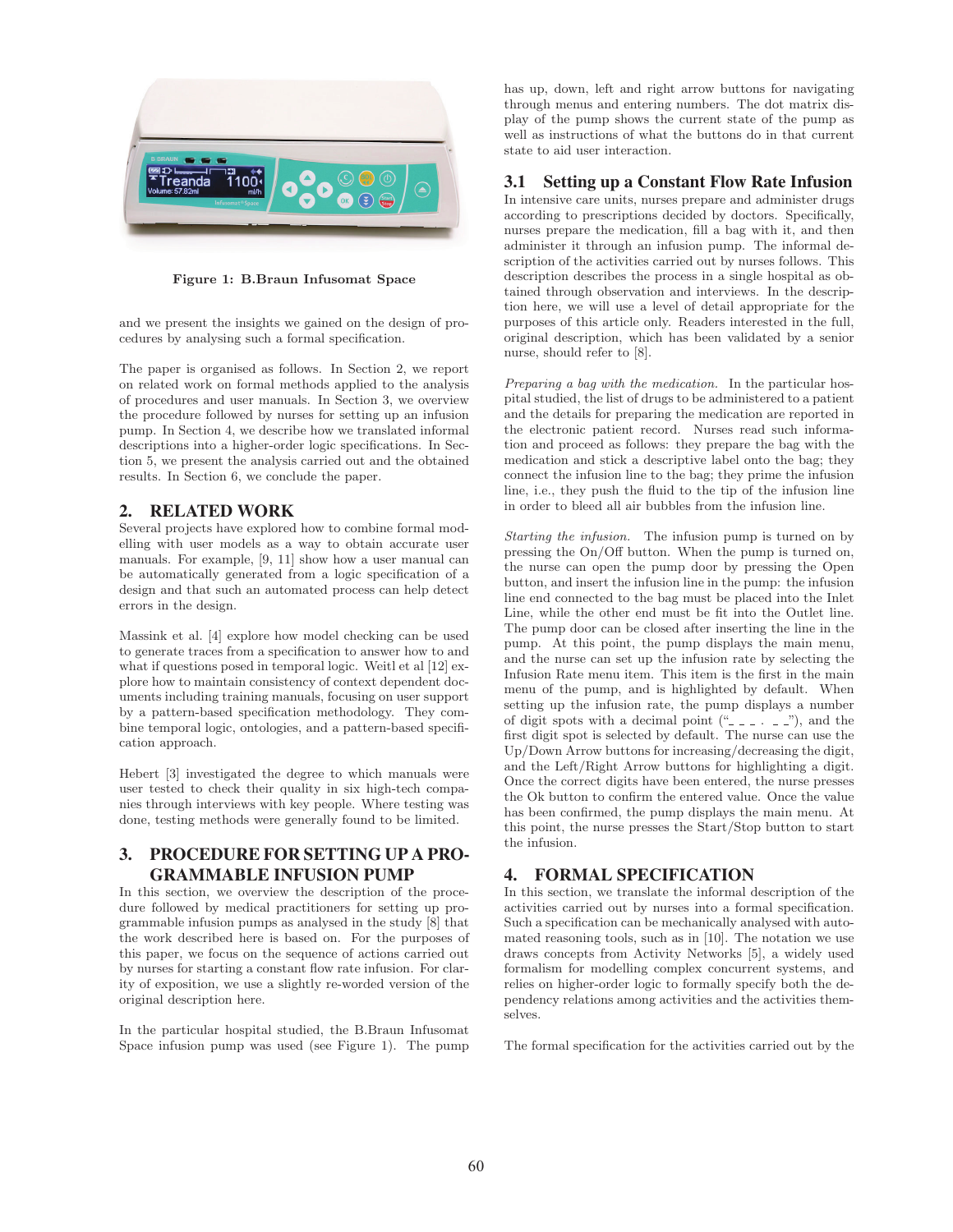Figure 1: B.Braun Infusomat Space

and we present the insights we gained on the design of procedures by analysing such a formal specification.

The paper is organised as follows. In Section 2, we report on related work on formal methods applied to the analysis of procedures and user manuals. In Section 3, we overview the procedure followed by nurses for setting up an infusion pump. In Section 4, we describe how we translated informal descriptions into a higher-order logic specifications. In Section 5, we present the analysis carried out and the obtained results. In Section 6, we conclude the paper.

## 2. RELATED WORK

Several projects have explored how to combine formal modelling with user models as a way to obtain accurate user manuals. For example, [9, 11] show how a user manual can be automatically generated from a logic specification of a design and that such an automated process can help detect errors in the design.

Massink et al. [4] explore how model checking can be used to generate traces from a specification to answer how to and what if questions posed in temporal logic. Weitl et al [12] explore how to maintain consistency of context dependent documents including training manuals, focusing on user support by a pattern-based specification methodology. They combine temporal logic, ontologies, and a pattern-based specification approach.

Hebert [3] investigated the degree to which manuals were user tested to check their quality in six high-tech companies through interviews with key people. Where testing was done, testing methods were generally found to be limited.

## 3. PROCEDURE FOR SETTING UP A PROGRAMMABLE INFUSION PUMP

In this section, we overview the description of the procedure followed by medical practitioners for setting up programmable infusion pumps as analysed in the study [8] that the work described here is based on. For the purposes of this paper, we focus on the sequence of actions carried out by nurses for starting a constant flow rate infusion. For clarity of exposition, we use a slightly re-worded version of the original description here.

In the particular hospital studied, the B.Braun Infusomat Space infusion pump was used (see Figure 1). The pump has up, down, left and right arrow buttons for navigating through menus and entering numbers. The dot matrix display of the pump shows the current state of the pump as well as instructions of what the buttons do in that current state to aid user interaction.

### 3.1 Setting up a Constant Flow Rate Infusion

In intensive care units, nurses prepare and administer drugs according to prescriptions decided by doctors. Specifically, nurses prepare the medication, fill a bag with it, and then administer it through an infusion pump. The informal description of the activities carried out by nurses follows. This description describes the process in a single hospital as obtained through observation and interviews. In the description here, we will use a level of detail appropriate for the purposes of this article only. Readers interested in the full, original description, which has been validated by a senior nurse, should refer to [8].

*Preparing a bag with the medication.* In the particular hospital studied, the list of drugs to be administered to a patient and the details for preparing the medication are reported in the electronic patient record. Nurses read such information and proceed as follows: they prepare the bag with the medication and stick a descriptive label onto the bag; they connect the infusion line to the bag; they prime the infusion line, i.e., they push the fluid to the tip of the infusion line in order to bleed all air bubbles from the infusion line.

*Starting the infusion.* The infusion pump is turned on by pressing the On/Off button. When the pump is turned on, the nurse can open the pump door by pressing the Open button, and insert the infusion line in the pump: the infusion line end connected to the bag must be placed into the Inlet Line, while the other end must be fit into the Outlet line. The pump door can be closed after inserting the line in the pump. At this point, the pump displays the main menu, and the nurse can set up the infusion rate by selecting the Infusion Rate menu item. This item is the first in the main menu of the pump, and is highlighted by default. When setting up the infusion rate, the pump displays a number of digit spots with a decimal point ("_ _ _ . _ _"), and the first digit spot is selected by default. The nurse can use the Up/Down Arrow buttons for increasing/decreasing the digit, and the Left/Right Arrow buttons for highlighting a digit. Once the correct digits have been entered, the nurse presses the Ok button to confirm the entered value. Once the value has been confirmed, the pump displays the main menu. At this point, the nurse presses the Start/Stop button to start the infusion.

## 4. FORMAL SPECIFICATION

In this section, we translate the informal description of the activities carried out by nurses into a formal specification. Such a specification can be mechanically analysed with automated reasoning tools, such as in [10]. The notation we use draws concepts from Activity Networks [5], a widely used formalism for modelling complex concurrent systems, and relies on higher-order logic to formally specify both the dependency relations among activities and the activities themselves.

The formal specification for the activities carried out by the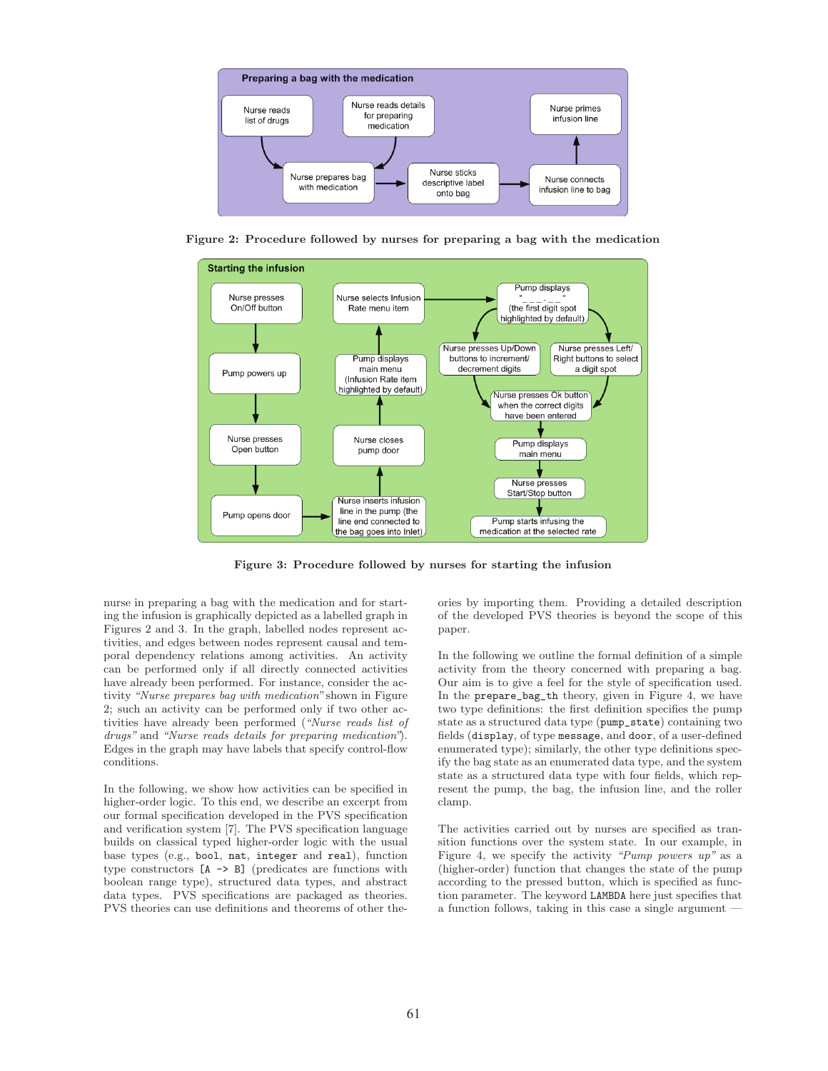Figure 2: Procedure followed by nurses for preparing a bag with the medication

Figure 3: Procedure followed by nurses for starting the infusion

nurse in preparing a bag with the medication and for starting the infusion is graphically depicted as a labelled graph in Figures 2 and 3. In the graph, labelled nodes represent activities, and edges between nodes represent causal and temporal dependency relations among activities. An activity can be performed only if all directly connected activities have already been performed. For instance, consider the activity *"Nurse prepares bag with medication"* shown in Figure 2; such an activity can be performed only if two other activities have already been performed (*"Nurse reads list of drugs"* and *"Nurse reads details for preparing medication"*). Edges in the graph may have labels that specify control-flow conditions.

In the following, we show how activities can be specified in higher-order logic. To this end, we describe an excerpt from our formal specification developed in the PVS specification and verification system [7]. The PVS specification language builds on classical typed higher-order logic with the usual base types (e.g., `bool`, `nat`, `integer` and `real`), function type constructors `[A -> B]` (predicates are functions with boolean range type), structured data types, and abstract data types. PVS specifications are packaged as theories. PVS theories can use definitions and theorems of other theories by importing them. Providing a detailed description of the developed PVS theories is beyond the scope of this paper.

In the following we outline the formal definition of a simple activity from the theory concerned with preparing a bag. Our aim is to give a feel for the style of specification used. In the `prepare_bag_th` theory, given in Figure 4, we have two type definitions: the first definition specifies the pump state as a structured data type (`pump_state`) containing two fields (`display`, of type `message`, and `door`, of a user-defined enumerated type); similarly, the other type definitions specify the bag state as an enumerated data type, and the system state as a structured data type with four fields, which represent the pump, the bag, the infusion line, and the roller clamp.

The activities carried out by nurses are specified as transition functions over the system state. In our example, in Figure 4, we specify the activity *"Pump powers up"* as a (higher-order) function that changes the state of the pump according to the pressed button, which is specified as function parameter. The keyword `LAMBDA` here just specifies that a function follows, taking in this case a single argument —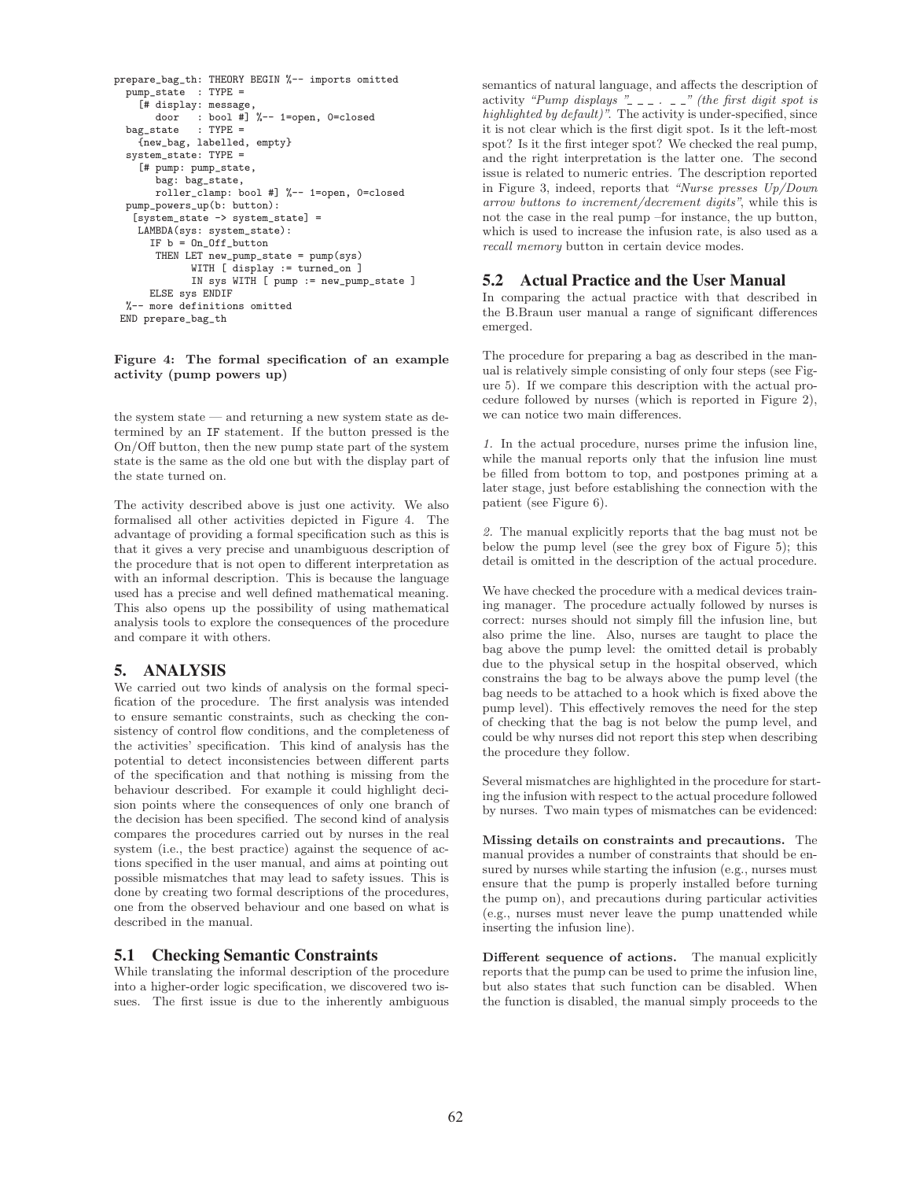```
prepare_bag_th: THEORY BEGIN %-- imports omitted
  pump_state  : TYPE =
    [# display: message,
       door   : bool #] %-- 1=open, 0=closed
  bag_state   : TYPE =
    {new_bag, labelled, empty}
  system_state: TYPE =
    [# pump: pump_state,
       bag: bag_state,
       roller_clamp: bool #] %-- 1=open, 0=closed
  pump_powers_up(b: button):
   [system_state -> system_state] =
    LAMBDA(sys: system_state):
      IF b = On_Off_button
       THEN LET new_pump_state = pump(sys)
              WITH [ display := turned_on ]
              IN sys WITH [ pump := new_pump_state ]
      ELSE sys ENDIF
  %-- more definitions omitted
 END prepare_bag_th
```

**Figure 4: The formal specification of an example activity (pump powers up)**

the system state — and returning a new system state as determined by an IF statement. If the button pressed is the On/Off button, then the new pump state part of the system state is the same as the old one but with the display part of the state turned on.

The activity described above is just one activity. We also formalised all other activities depicted in Figure 4. The advantage of providing a formal specification such as this is that it gives a very precise and unambiguous description of the procedure that is not open to different interpretation as with an informal description. This is because the language used has a precise and well defined mathematical meaning. This also opens up the possibility of using mathematical analysis tools to explore the consequences of the procedure and compare it with others.

# 5. ANALYSIS

We carried out two kinds of analysis on the formal specification of the procedure. The first analysis was intended to ensure semantic constraints, such as checking the consistency of control flow conditions, and the completeness of the activities' specification. This kind of analysis has the potential to detect inconsistencies between different parts of the specification and that nothing is missing from the behaviour described. For example it could highlight decision points where the consequences of only one branch of the decision has been specified. The second kind of analysis compares the procedures carried out by nurses in the real system (i.e., the best practice) against the sequence of actions specified in the user manual, and aims at pointing out possible mismatches that may lead to safety issues. This is done by creating two formal descriptions of the procedures, one from the observed behaviour and one based on what is described in the manual.

## 5.1 Checking Semantic Constraints

While translating the informal description of the procedure into a higher-order logic specification, we discovered two issues. The first issue is due to the inherently ambiguous semantics of natural language, and affects the description of activity *"Pump displays "_ _ _ . _ _" (the first digit spot is highlighted by default)"*. The activity is under-specified, since it is not clear which is the first digit spot. Is it the left-most spot? Is it the first integer spot? We checked the real pump, and the right interpretation is the latter one. The second issue is related to numeric entries. The description reported in Figure 3, indeed, reports that *"Nurse presses Up/Down arrow buttons to increment/decrement digits"*, while this is not the case in the real pump –for instance, the up button, which is used to increase the infusion rate, is also used as a *recall memory* button in certain device modes.

## 5.2 Actual Practice and the User Manual

In comparing the actual practice with that described in the B.Braun user manual a range of significant differences emerged.

The procedure for preparing a bag as described in the manual is relatively simple consisting of only four steps (see Figure 5). If we compare this description with the actual procedure followed by nurses (which is reported in Figure 2), we can notice two main differences.

*1.* In the actual procedure, nurses prime the infusion line, while the manual reports only that the infusion line must be filled from bottom to top, and postpones priming at a later stage, just before establishing the connection with the patient (see Figure 6).

*2.* The manual explicitly reports that the bag must not be below the pump level (see the grey box of Figure 5); this detail is omitted in the description of the actual procedure.

We have checked the procedure with a medical devices training manager. The procedure actually followed by nurses is correct: nurses should not simply fill the infusion line, but also prime the line. Also, nurses are taught to place the bag above the pump level: the omitted detail is probably due to the physical setup in the hospital observed, which constrains the bag to be always above the pump level (the bag needs to be attached to a hook which is fixed above the pump level). This effectively removes the need for the step of checking that the bag is not below the pump level, and could be why nurses did not report this step when describing the procedure they follow.

Several mismatches are highlighted in the procedure for starting the infusion with respect to the actual procedure followed by nurses. Two main types of mismatches can be evidenced:

**Missing details on constraints and precautions.** The manual provides a number of constraints that should be ensured by nurses while starting the infusion (e.g., nurses must ensure that the pump is properly installed before turning the pump on), and precautions during particular activities (e.g., nurses must never leave the pump unattended while inserting the infusion line).

**Different sequence of actions.** The manual explicitly reports that the pump can be used to prime the infusion line, but also states that such function can be disabled. When the function is disabled, the manual simply proceeds to the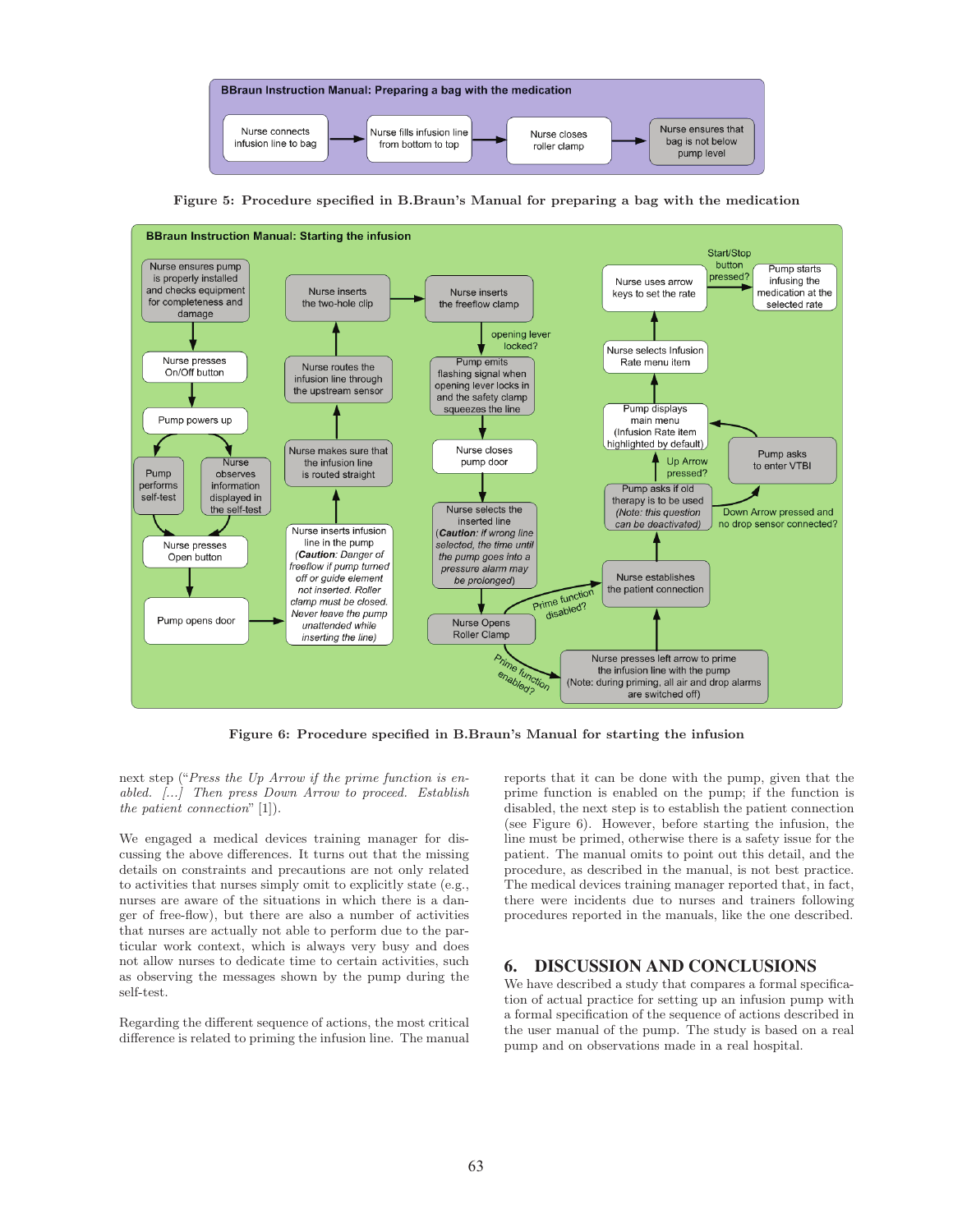**BBraun Instruction Manual: Preparing a bag with the medication**

Nurse connects infusion line to bag → Nurse fills infusion line from bottom to top → Nurse closes roller clamp → Nurse ensures that bag is not below pump level

Figure 5: Procedure specified in B.Braun's Manual for preparing a bag with the medication

**BBraun Instruction Manual: Starting the infusion**

Nurse ensures pump is properly installed and checks equipment for completeness and damage → Nurse presses On/Off button → Pump powers up → Pump performs self-test / Nurse observes information displayed in the self-test → Nurse presses Open button → Pump opens door → Nurse inserts infusion line in the pump (*Caution: Danger of freeflow if pump turned off or guide element not inserted. Roller clamp must be closed. Never leave the pump unattended while inserting the line*) → Nurse makes sure that the infusion line is routed straight → Nurse routes the infusion line through the upstream sensor → Nurse inserts the two-hole clip → Nurse inserts the freeflow clamp → opening lever locked? → Pump emits flashing signal when opening lever locks in and the safety clamp squeezes the line → Nurse closes pump door → Nurse selects the inserted line (*Caution: if wrong line selected, the time until the pump goes into a pressure alarm may be prolonged*) → Nurse Opens Roller Clamp → Prime function enabled? → Nurse presses left arrow to prime the infusion line with the pump (Note: during priming, all air and drop alarms are switched off) → Nurse establishes the patient connection (also reached via: Prime function disabled?) → Pump asks if old therapy is to be used (*Note: this question can be deactivated*) → Up Arrow pressed? → Pump displays main menu (Infusion Rate item highlighted by default) (also: Down Arrow pressed and no drop sensor connected? → Pump asks to enter VTBI → Pump displays main menu) → Nurse selects Infusion Rate menu item → Nurse uses arrow keys to set the rate → Start/Stop button pressed? → Pump starts infusing the medication at the selected rate

Figure 6: Procedure specified in B.Braun's Manual for starting the infusion

next step ("*Press the Up Arrow if the prime function is enabled. [...] Then press Down Arrow to proceed. Establish the patient connection*" [1]).

We engaged a medical devices training manager for discussing the above differences. It turns out that the missing details on constraints and precautions are not only related to activities that nurses simply omit to explicitly state (e.g., nurses are aware of the situations in which there is a danger of free-flow), but there are also a number of activities that nurses are actually not able to perform due to the particular work context, which is always very busy and does not allow nurses to dedicate time to certain activities, such as observing the messages shown by the pump during the self-test.

Regarding the different sequence of actions, the most critical difference is related to priming the infusion line. The manual reports that it can be done with the pump, given that the prime function is enabled on the pump; if the function is disabled, the next step is to establish the patient connection (see Figure 6). However, before starting the infusion, the line must be primed, otherwise there is a safety issue for the patient. The manual omits to point out this detail, and the procedure, as described in the manual, is not best practice. The medical devices training manager reported that, in fact, there were incidents due to nurses and trainers following procedures reported in the manuals, like the one described.

## 6. DISCUSSION AND CONCLUSIONS

We have described a study that compares a formal specification of actual practice for setting up an infusion pump with a formal specification of the sequence of actions described in the user manual of the pump. The study is based on a real pump and on observations made in a real hospital.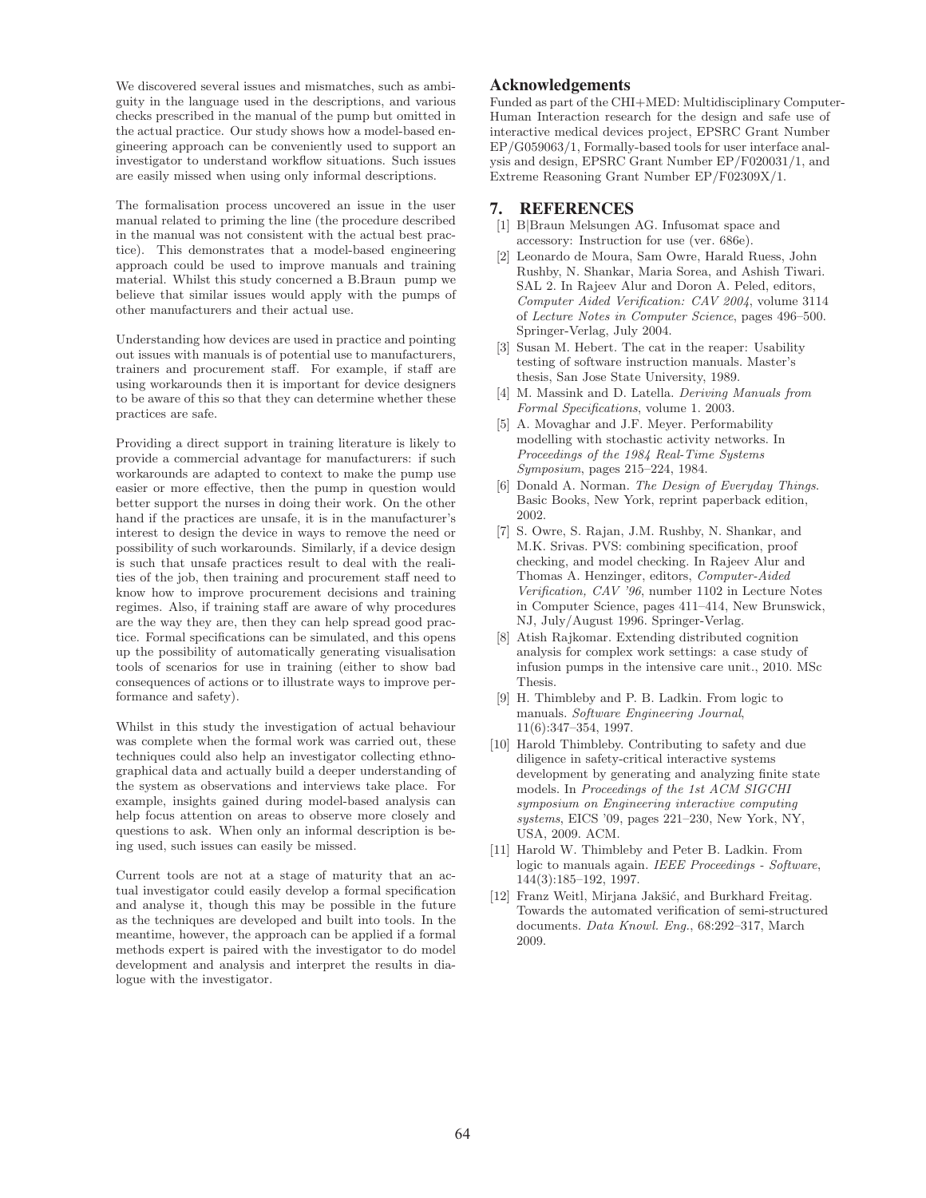We discovered several issues and mismatches, such as ambiguity in the language used in the descriptions, and various checks prescribed in the manual of the pump but omitted in the actual practice. Our study shows how a model-based engineering approach can be conveniently used to support an investigator to understand workflow situations. Such issues are easily missed when using only informal descriptions.

The formalisation process uncovered an issue in the user manual related to priming the line (the procedure described in the manual was not consistent with the actual best practice). This demonstrates that a model-based engineering approach could be used to improve manuals and training material. Whilst this study concerned a B.Braun pump we believe that similar issues would apply with the pumps of other manufacturers and their actual use.

Understanding how devices are used in practice and pointing out issues with manuals is of potential use to manufacturers, trainers and procurement staff. For example, if staff are using workarounds then it is important for device designers to be aware of this so that they can determine whether these practices are safe.

Providing a direct support in training literature is likely to provide a commercial advantage for manufacturers: if such workarounds are adapted to context to make the pump use easier or more effective, then the pump in question would better support the nurses in doing their work. On the other hand if the practices are unsafe, it is in the manufacturer's interest to design the device in ways to remove the need or possibility of such workarounds. Similarly, if a device design is such that unsafe practices result to deal with the realities of the job, then training and procurement staff need to know how to improve procurement decisions and training regimes. Also, if training staff are aware of why procedures are the way they are, then they can help spread good practice. Formal specifications can be simulated, and this opens up the possibility of automatically generating visualisation tools of scenarios for use in training (either to show bad consequences of actions or to illustrate ways to improve performance and safety).

Whilst in this study the investigation of actual behaviour was complete when the formal work was carried out, these techniques could also help an investigator collecting ethnographical data and actually build a deeper understanding of the system as observations and interviews take place. For example, insights gained during model-based analysis can help focus attention on areas to observe more closely and questions to ask. When only an informal description is being used, such issues can easily be missed.

Current tools are not at a stage of maturity that an actual investigator could easily develop a formal specification and analyse it, though this may be possible in the future as the techniques are developed and built into tools. In the meantime, however, the approach can be applied if a formal methods expert is paired with the investigator to do model development and analysis and interpret the results in dialogue with the investigator.

## Acknowledgements

Funded as part of the CHI+MED: Multidisciplinary Computer-Human Interaction research for the design and safe use of interactive medical devices project, EPSRC Grant Number EP/G059063/1, Formally-based tools for user interface analysis and design, EPSRC Grant Number EP/F020031/1, and Extreme Reasoning Grant Number EP/F02309X/1.

## 7. REFERENCES

[1] B|Braun Melsungen AG. Infusomat space and accessory: Instruction for use (ver. 686e).

[2] Leonardo de Moura, Sam Owre, Harald Ruess, John Rushby, N. Shankar, Maria Sorea, and Ashish Tiwari. SAL 2. In Rajeev Alur and Doron A. Peled, editors, *Computer Aided Verification: CAV 2004*, volume 3114 of *Lecture Notes in Computer Science*, pages 496–500. Springer-Verlag, July 2004.

[3] Susan M. Hebert. The cat in the reaper: Usability testing of software instruction manuals. Master's thesis, San Jose State University, 1989.

[4] M. Massink and D. Latella. *Deriving Manuals from Formal Specifications*, volume 1. 2003.

[5] A. Movaghar and J.F. Meyer. Performability modelling with stochastic activity networks. In *Proceedings of the 1984 Real-Time Systems Symposium*, pages 215–224, 1984.

[6] Donald A. Norman. *The Design of Everyday Things*. Basic Books, New York, reprint paperback edition, 2002.

[7] S. Owre, S. Rajan, J.M. Rushby, N. Shankar, and M.K. Srivas. PVS: combining specification, proof checking, and model checking. In Rajeev Alur and Thomas A. Henzinger, editors, *Computer-Aided Verification, CAV '96*, number 1102 in Lecture Notes in Computer Science, pages 411–414, New Brunswick, NJ, July/August 1996. Springer-Verlag.

[8] Atish Rajkomar. Extending distributed cognition analysis for complex work settings: a case study of infusion pumps in the intensive care unit., 2010. MSc Thesis.

[9] H. Thimbleby and P. B. Ladkin. From logic to manuals. *Software Engineering Journal*, 11(6):347–354, 1997.

[10] Harold Thimbleby. Contributing to safety and due diligence in safety-critical interactive systems development by generating and analyzing finite state models. In *Proceedings of the 1st ACM SIGCHI symposium on Engineering interactive computing systems*, EICS '09, pages 221–230, New York, NY, USA, 2009. ACM.

[11] Harold W. Thimbleby and Peter B. Ladkin. From logic to manuals again. *IEEE Proceedings - Software*, 144(3):185–192, 1997.

[12] Franz Weitl, Mirjana Jakšić, and Burkhard Freitag. Towards the automated verification of semi-structured documents. *Data Knowl. Eng.*, 68:292–317, March 2009.